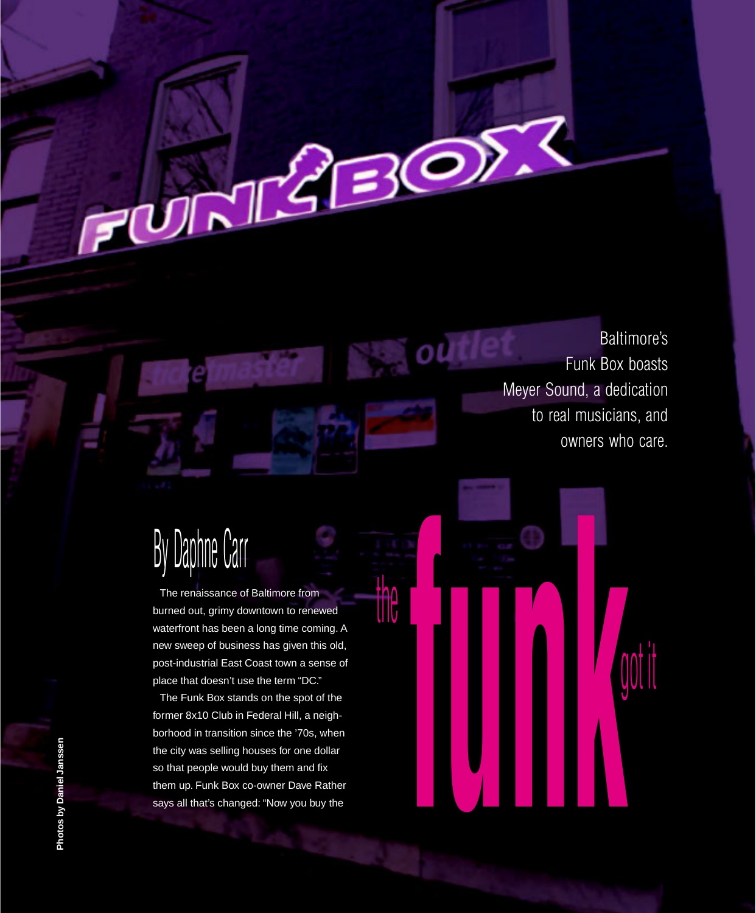# the funk got it

Baltimore's Funk Box boasts Meyer Sound, a dedication to real musicians, and owners who care.

By Daphne Carr

The renaissance of Baltimore from burned out, grimy downtown to renewed waterfront has been a long time coming. A new sweep of business has given this old, post-industrial East Coast town a sense of place that doesn't use the term "DC."

The Funk Box stands on the spot of the former 8x10 Club in Federal Hill, a neighborhood in transition since the '70s, when the city was selling houses for one dollar so that people would buy them and fix them up. Funk Box co-owner Dave Rather says all that's changed: "Now you buy the

Photos by Daniel Janssen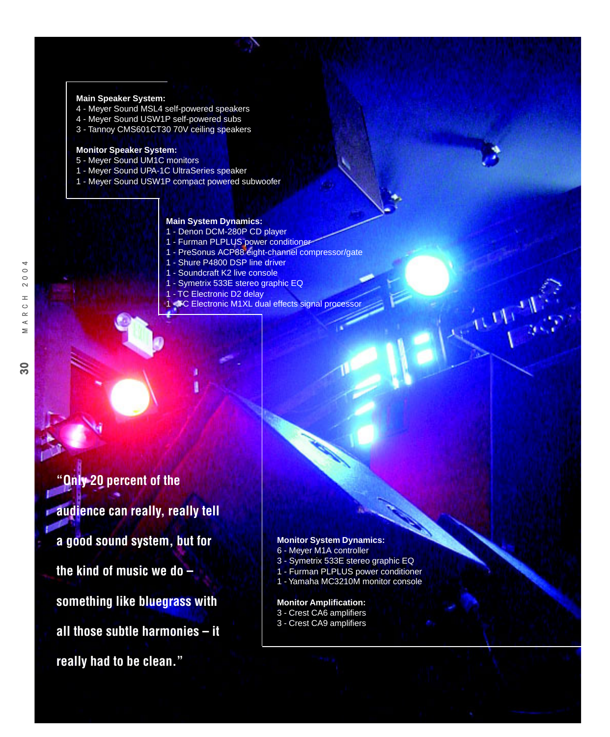**Main Speaker System:**
4 - Meyer Sound MSL4 self-powered speakers
4 - Meyer Sound USW1P self-powered subs
3 - Tannoy CMS601CT30 70V ceiling speakers

**Monitor Speaker System:**
5 - Meyer Sound UM1C monitors
1 - Meyer Sound UPA-1C UltraSeries speaker
1 - Meyer Sound USW1P compact powered subwoofer

**Main System Dynamics:**
1 - Denon DCM-280P CD player
1 - Furman PLPLUS power conditioner
1 - PreSonus ACP88 eight-channel compressor/gate
1 - Shure P4800 DSP line driver
1 - Soundcraft K2 live console
1 - Symetrix 533E stereo graphic EQ
1 - TC Electronic D2 delay
1 - TC Electronic M1XL dual effects signal processor

**Monitor System Dynamics:**
6 - Meyer M1A controller
3 - Symetrix 533E stereo graphic EQ
1 - Furman PLPLUS power conditioner
1 - Yamaha MC3210M monitor console

**Monitor Amplification:**
3 - Crest CA6 amplifiers
3 - Crest CA9 amplifiers

**"Only 20 percent of the audience can really, really tell a good sound system, but for the kind of music we do – something like bluegrass with all those subtle harmonies – it really had to be clean."**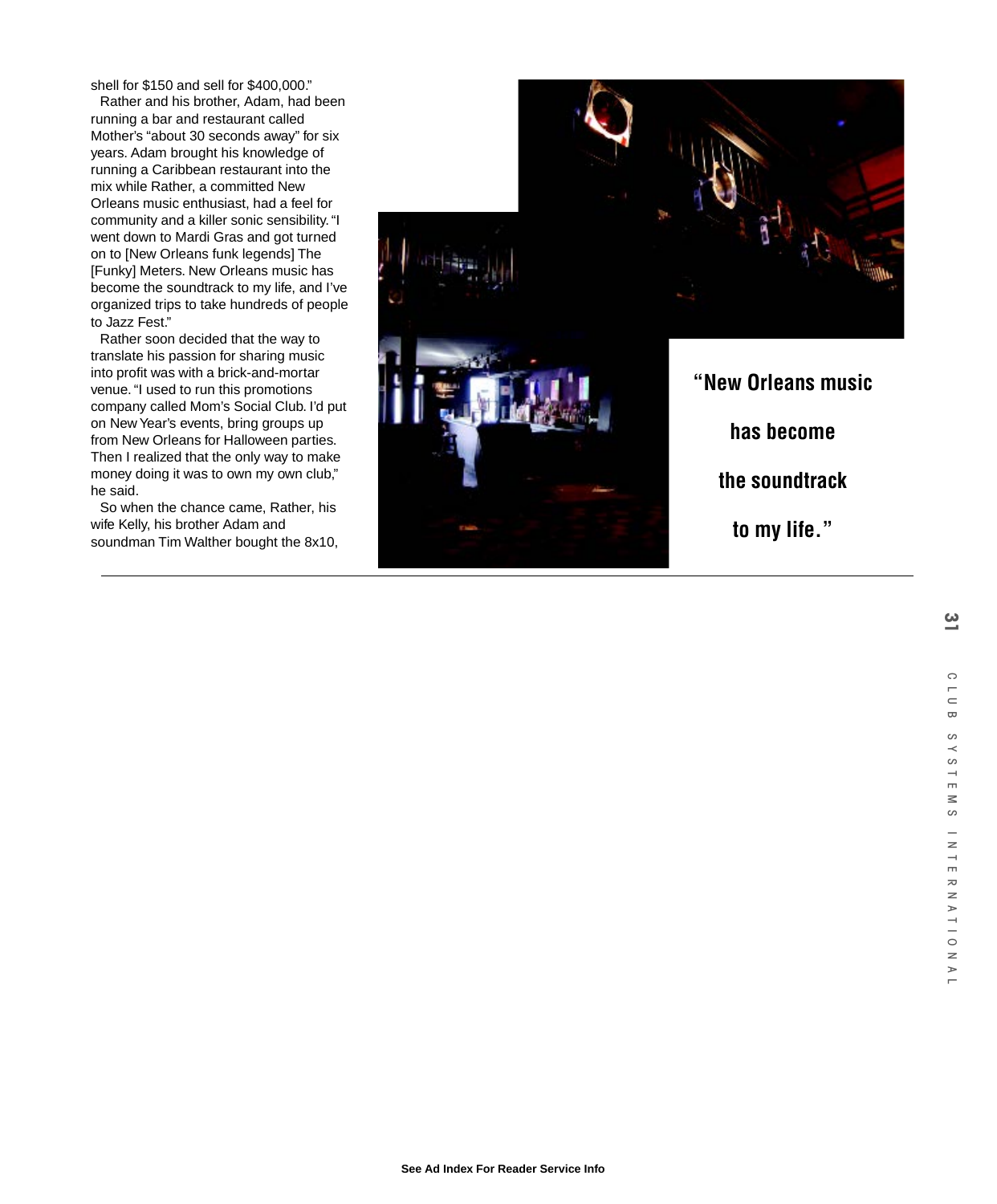shell for $150 and sell for $400,000."

Rather and his brother, Adam, had been running a bar and restaurant called Mother's "about 30 seconds away" for six years. Adam brought his knowledge of running a Caribbean restaurant into the mix while Rather, a committed New Orleans music enthusiast, had a feel for community and a killer sonic sensibility. "I went down to Mardi Gras and got turned on to [New Orleans funk legends] The [Funky] Meters. New Orleans music has become the soundtrack to my life, and I've organized trips to take hundreds of people to Jazz Fest."

Rather soon decided that the way to translate his passion for sharing music into profit was with a brick-and-mortar venue. "I used to run this promotions company called Mom's Social Club. I'd put on New Year's events, bring groups up from New Orleans for Halloween parties. Then I realized that the only way to make money doing it was to own my own club," he said.

So when the chance came, Rather, his wife Kelly, his brother Adam and soundman Tim Walther bought the 8x10,

**"New Orleans music has become the soundtrack to my life."**

See Ad Index For Reader Service Info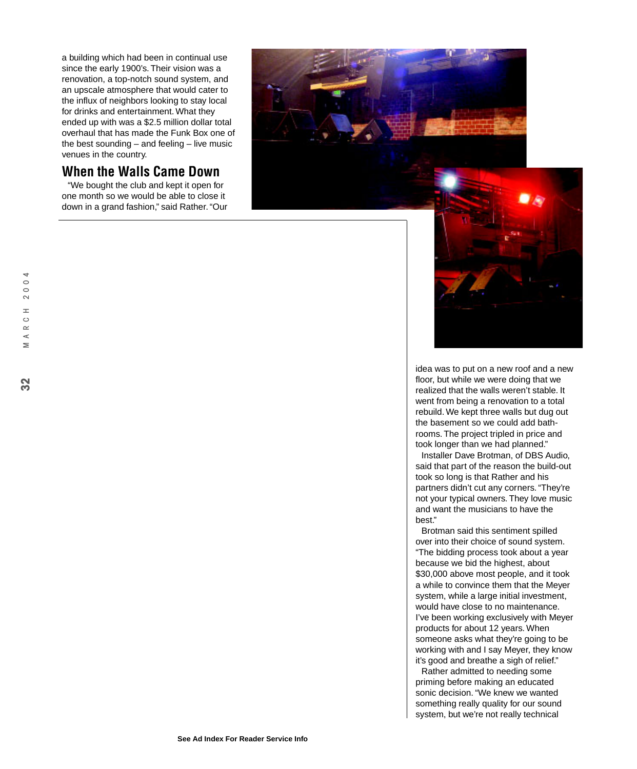a building which had been in continual use since the early 1900's. Their vision was a renovation, a top-notch sound system, and an upscale atmosphere that would cater to the influx of neighbors looking to stay local for drinks and entertainment. What they ended up with was a $2.5 million dollar total overhaul that has made the Funk Box one of the best sounding – and feeling – live music venues in the country.

## When the Walls Came Down

"We bought the club and kept it open for one month so we would be able to close it down in a grand fashion," said Rather. "Our idea was to put on a new roof and a new floor, but while we were doing that we realized that the walls weren't stable. It went from being a renovation to a total rebuild. We kept three walls but dug out the basement so we could add bathrooms. The project tripled in price and took longer than we had planned."

Installer Dave Brotman, of DBS Audio, said that part of the reason the build-out took so long is that Rather and his partners didn't cut any corners. "They're not your typical owners. They love music and want the musicians to have the best."

Brotman said this sentiment spilled over into their choice of sound system. "The bidding process took about a year because we bid the highest, about $30,000 above most people, and it took a while to convince them that the Meyer system, while a large initial investment, would have close to no maintenance. I've been working exclusively with Meyer products for about 12 years. When someone asks what they're going to be working with and I say Meyer, they know it's good and breathe a sigh of relief."

Rather admitted to needing some priming before making an educated sonic decision. "We knew we wanted something really quality for our sound system, but we're not really technical

See Ad Index For Reader Service Info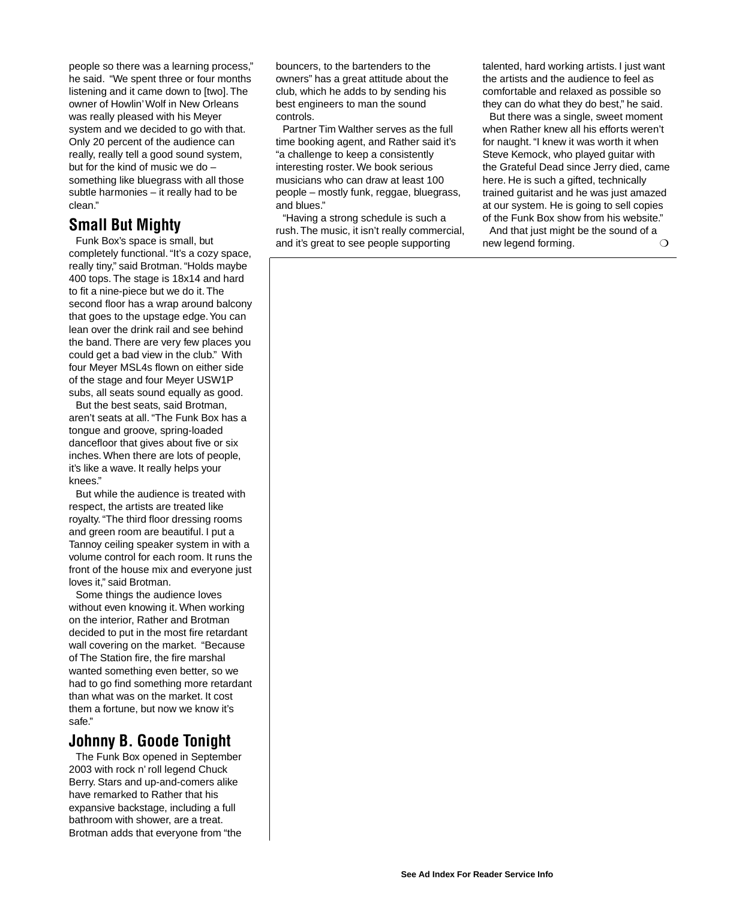people so there was a learning process," he said. "We spent three or four months listening and it came down to [two]. The owner of Howlin' Wolf in New Orleans was really pleased with his Meyer system and we decided to go with that. Only 20 percent of the audience can really, really tell a good sound system, but for the kind of music we do – something like bluegrass with all those subtle harmonies – it really had to be clean."

## Small But Mighty

Funk Box's space is small, but completely functional. "It's a cozy space, really tiny," said Brotman. "Holds maybe 400 tops. The stage is 18x14 and hard to fit a nine-piece but we do it. The second floor has a wrap around balcony that goes to the upstage edge. You can lean over the drink rail and see behind the band. There are very few places you could get a bad view in the club." With four Meyer MSL4s flown on either side of the stage and four Meyer USW1P subs, all seats sound equally as good.

But the best seats, said Brotman, aren't seats at all. "The Funk Box has a tongue and groove, spring-loaded dancefloor that gives about five or six inches. When there are lots of people, it's like a wave. It really helps your knees."

But while the audience is treated with respect, the artists are treated like royalty. "The third floor dressing rooms and green room are beautiful. I put a Tannoy ceiling speaker system in with a volume control for each room. It runs the front of the house mix and everyone just loves it," said Brotman.

Some things the audience loves without even knowing it. When working on the interior, Rather and Brotman decided to put in the most fire retardant wall covering on the market. "Because of The Station fire, the fire marshal wanted something even better, so we had to go find something more retardant than what was on the market. It cost them a fortune, but now we know it's safe."

## Johnny B. Goode Tonight

The Funk Box opened in September 2003 with rock n' roll legend Chuck Berry. Stars and up-and-comers alike have remarked to Rather that his expansive backstage, including a full bathroom with shower, are a treat. Brotman adds that everyone from "the bouncers, to the bartenders to the owners" has a great attitude about the club, which he adds to by sending his best engineers to man the sound controls.

Partner Tim Walther serves as the full time booking agent, and Rather said it's "a challenge to keep a consistently interesting roster. We book serious musicians who can draw at least 100 people – mostly funk, reggae, bluegrass, and blues."

"Having a strong schedule is such a rush. The music, it isn't really commercial, and it's great to see people supporting talented, hard working artists. I just want the artists and the audience to feel as comfortable and relaxed as possible so they can do what they do best," he said.

But there was a single, sweet moment when Rather knew all his efforts weren't for naught. "I knew it was worth it when Steve Kemock, who played guitar with the Grateful Dead since Jerry died, came here. He is such a gifted, technically trained guitarist and he was just amazed at our system. He is going to sell copies of the Funk Box show from his website."

And that just might be the sound of a new legend forming. ❍

**See Ad Index For Reader Service Info**